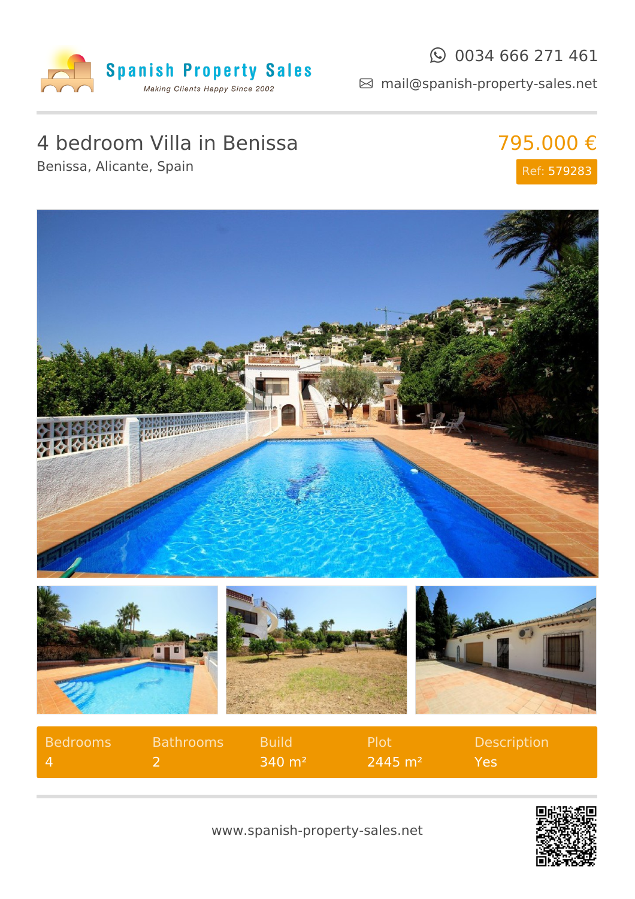Spanish Property Sales

*Making Clients Happy Since 2002*

0034 666 271 461

mail@spanish-property-sales.net

# 4 bedroom Villa in Benissa

Benissa, Alicante, Spain

795.000 €

Ref: 579283

| Bedrooms | Bathrooms | Build | Plot | Description |
| --- | --- | --- | --- | --- |
| 4 | 2 | 340 m² | 2445 m² | Yes |

www.spanish-property-sales.net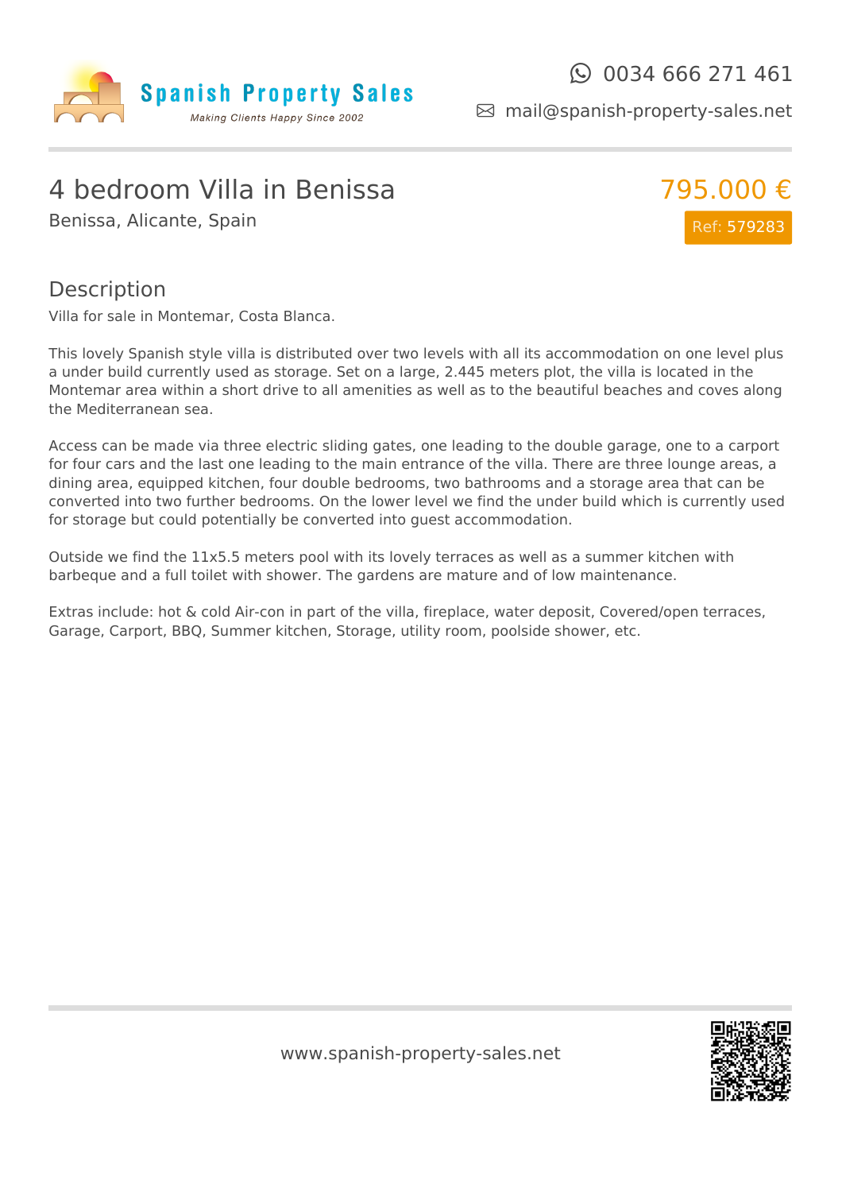# 4 bedroom Villa in Benissa

Benissa, Alicante, Spain

795.000 €

Ref: 579283

## Description

Villa for sale in Montemar, Costa Blanca.

This lovely Spanish style villa is distributed over two levels with all its accommodation on one level plus a under build currently used as storage. Set on a large, 2.445 meters plot, the villa is located in the Montemar area within a short drive to all amenities as well as to the beautiful beaches and coves along the Mediterranean sea.

Access can be made via three electric sliding gates, one leading to the double garage, one to a carport for four cars and the last one leading to the main entrance of the villa. There are three lounge areas, a dining area, equipped kitchen, four double bedrooms, two bathrooms and a storage area that can be converted into two further bedrooms. On the lower level we find the under build which is currently used for storage but could potentially be converted into guest accommodation.

Outside we find the 11x5.5 meters pool with its lovely terraces as well as a summer kitchen with barbeque and a full toilet with shower. The gardens are mature and of low maintenance.

Extras include: hot & cold Air-con in part of the villa, fireplace, water deposit, Covered/open terraces, Garage, Carport, BBQ, Summer kitchen, Storage, utility room, poolside shower, etc.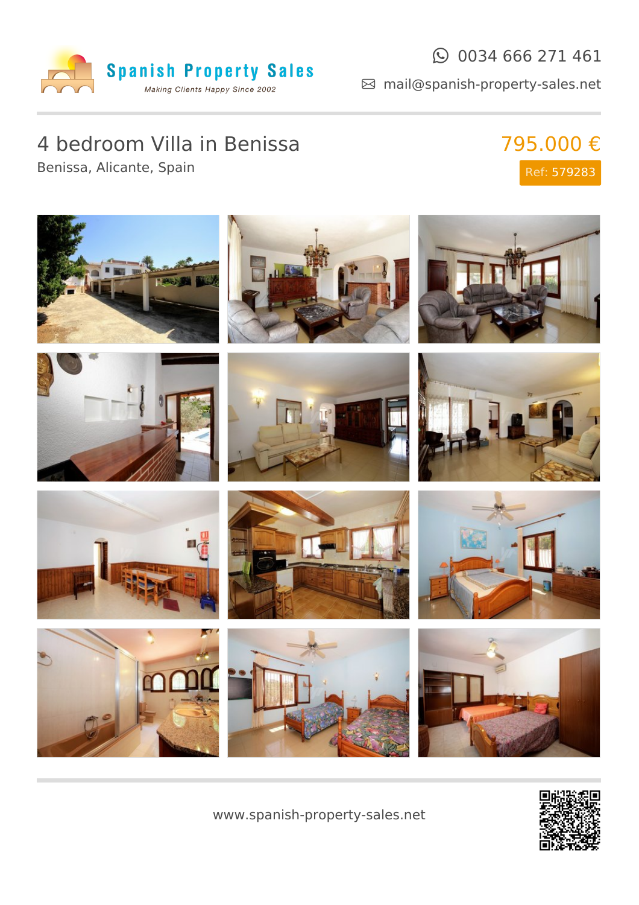Spanish Property Sales

*Making Clients Happy Since 2002*

0034 666 271 461

mail@spanish-property-sales.net

# 4 bedroom Villa in Benissa

Benissa, Alicante, Spain

795.000 €

Ref: 579283

www.spanish-property-sales.net